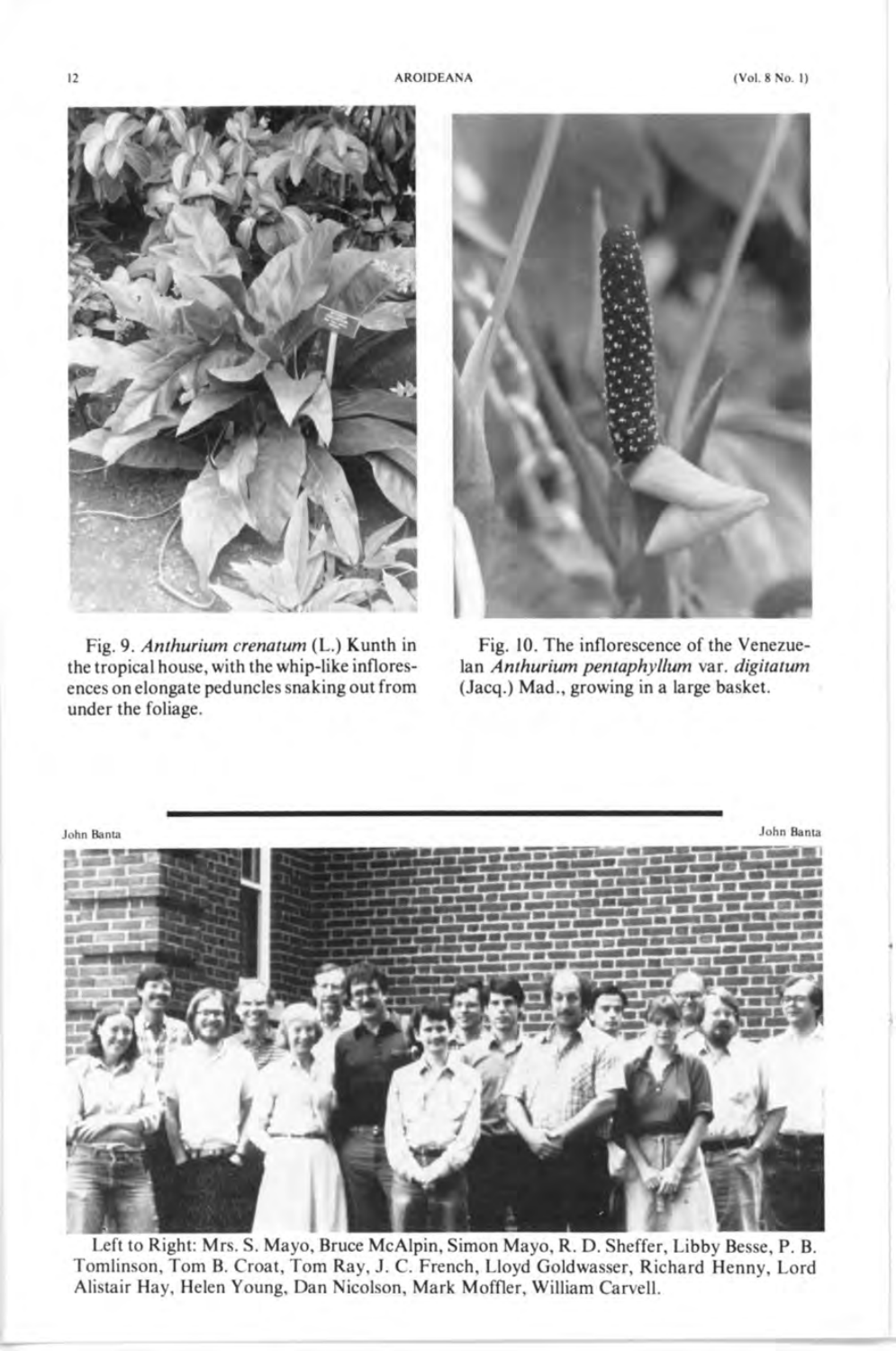Fig. 9. *Anthurium crenatum* (L.) Kunth in the tropical house, with the whip-like inflorescences on elongate peduncles snaking out from under the foliage.

Fig. 10. The inflorescence of the Venezuelan *Anthurium pentaphyllum* var. *digitatum* (Jacq.) Mad., growing in a large basket.

John Banta

Left to Right: Mrs. S. Mayo, Bruce McAlpin, Simon Mayo, R. D. Sheffer, Libby Besse, P. B. Tomlinson, Tom B. Croat, Tom Ray, J. C. French, Lloyd Goldwasser, Richard Henny, Lord Alistair Hay, Helen Young, Dan Nicolson, Mark Moffler, William Carvell.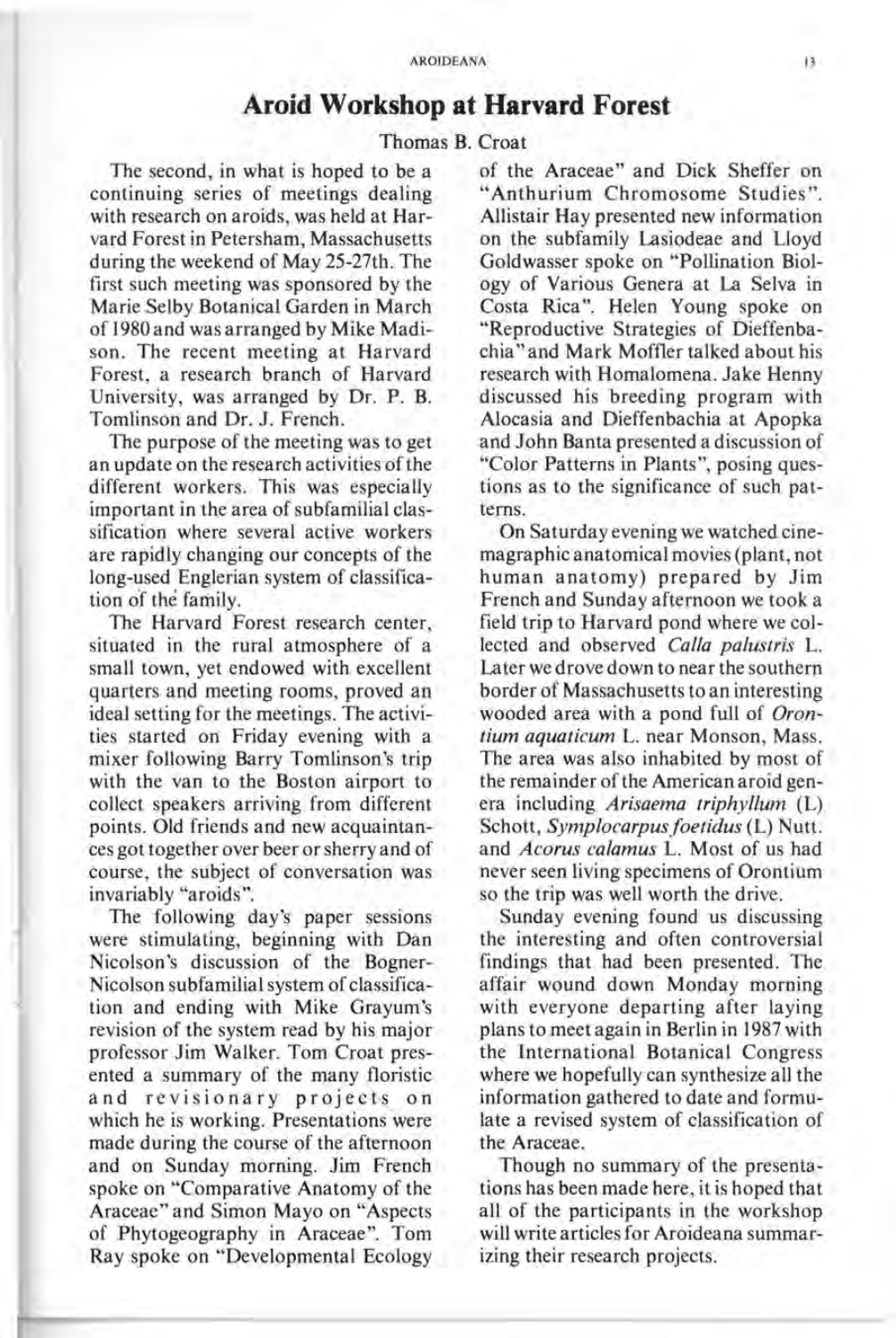# Aroid Workshop at Harvard Forest

Thomas B. Croat

The second, in what is hoped to be a continuing series of meetings dealing with research on aroids, was held at Harvard Forest in Petersham, Massachusetts during the weekend of May 25-27th. The first such meeting was sponsored by the Marie Selby Botanical Garden in March of 1980 and was arranged by Mike Madison. The recent meeting at Harvard Forest, a research branch of Harvard University, was arranged by Dr. P. B. Tomlinson and Dr. J. French.

The purpose of the meeting was to get an update on the research activities of the different workers. This was especially important in the area of subfamilial classification where several active workers are rapidly changing our concepts of the long-used Englerian system of classification of the family.

The Harvard Forest research center, situated in the rural atmosphere of a small town, yet endowed with excellent quarters and meeting rooms, proved an ideal setting for the meetings. The activities started on Friday evening with a mixer following Barry Tomlinson's trip with the van to the Boston airport to collect speakers arriving from different points. Old friends and new acquaintances got together over beer or sherry and of course, the subject of conversation was invariably "aroids".

The following day's paper sessions were stimulating, beginning with Dan Nicolson's discussion of the Bogner-Nicolson subfamilial system of classification and ending with Mike Grayum's revision of the system read by his major professor Jim Walker. Tom Croat presented a summary of the many floristic and revisionary projects on which he is working. Presentations were made during the course of the afternoon and on Sunday morning. Jim French spoke on "Comparative Anatomy of the Araceae" and Simon Mayo on "Aspects of Phytogeography in Araceae". Tom Ray spoke on "Developmental Ecology of the Araceae" and Dick Sheffer on "Anthurium Chromosome Studies". Allistair Hay presented new information on the subfamily Lasiodeae and Lloyd Goldwasser spoke on "Pollination Biology of Various Genera at La Selva in Costa Rica". Helen Young spoke on "Reproductive Strategies of Dieffenbachia" and Mark Moffler talked about his research with Homalomena. Jake Henny discussed his breeding program with Alocasia and Dieffenbachia at Apopka and John Banta presented a discussion of "Color Patterns in Plants", posing questions as to the significance of such patterns.

On Saturday evening we watched cinemagraphic anatomical movies (plant, not human anatomy) prepared by Jim French and Sunday afternoon we took a field trip to Harvard pond where we collected and observed *Calla palustris* L. Later we drove down to near the southern border of Massachusetts to an interesting wooded area with a pond full of *Orontium aquaticum* L. near Monson, Mass. The area was also inhabited by most of the remainder of the American aroid genera including *Arisaema triphyllum* (L) Schott, *Symplocarpus foetidus* (L) Nutt. and *Acorus calamus* L. Most of us had never seen living specimens of Orontium so the trip was well worth the drive.

Sunday evening found us discussing the interesting and often controversial findings that had been presented. The affair wound down Monday morning with everyone departing after laying plans to meet again in Berlin in 1987 with the International Botanical Congress where we hopefully can synthesize all the information gathered to date and formulate a revised system of classification of the Araceae.

Though no summary of the presentations has been made here, it is hoped that all of the participants in the workshop will write articles for Aroideana summarizing their research projects.